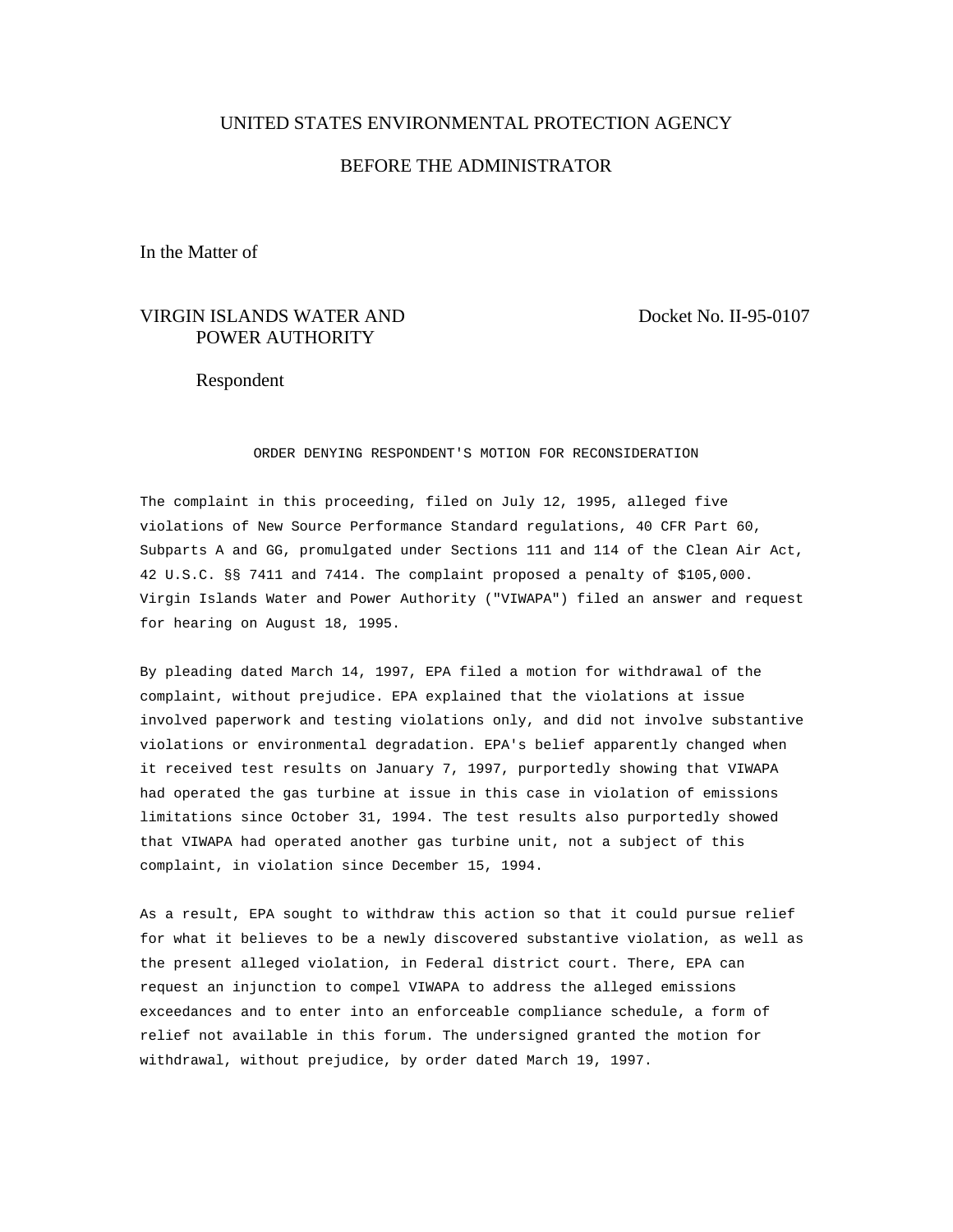UNITED STATES ENVIRONMENTAL PROTECTION AGENCY

BEFORE THE ADMINISTRATOR

In the Matter of

VIRGIN ISLANDS WATER AND POWER AUTHORITY

Respondent

Docket No. II-95-0107

ORDER DENYING RESPONDENT'S MOTION FOR RECONSIDERATION

The complaint in this proceeding, filed on July 12, 1995, alleged five violations of New Source Performance Standard regulations, 40 CFR Part 60, Subparts A and GG, promulgated under Sections 111 and 114 of the Clean Air Act, 42 U.S.C. §§ 7411 and 7414. The complaint proposed a penalty of $105,000. Virgin Islands Water and Power Authority ("VIWAPA") filed an answer and request for hearing on August 18, 1995.

By pleading dated March 14, 1997, EPA filed a motion for withdrawal of the complaint, without prejudice. EPA explained that the violations at issue involved paperwork and testing violations only, and did not involve substantive violations or environmental degradation. EPA's belief apparently changed when it received test results on January 7, 1997, purportedly showing that VIWAPA had operated the gas turbine at issue in this case in violation of emissions limitations since October 31, 1994. The test results also purportedly showed that VIWAPA had operated another gas turbine unit, not a subject of this complaint, in violation since December 15, 1994.

As a result, EPA sought to withdraw this action so that it could pursue relief for what it believes to be a newly discovered substantive violation, as well as the present alleged violation, in Federal district court. There, EPA can request an injunction to compel VIWAPA to address the alleged emissions exceedances and to enter into an enforceable compliance schedule, a form of relief not available in this forum. The undersigned granted the motion for withdrawal, without prejudice, by order dated March 19, 1997.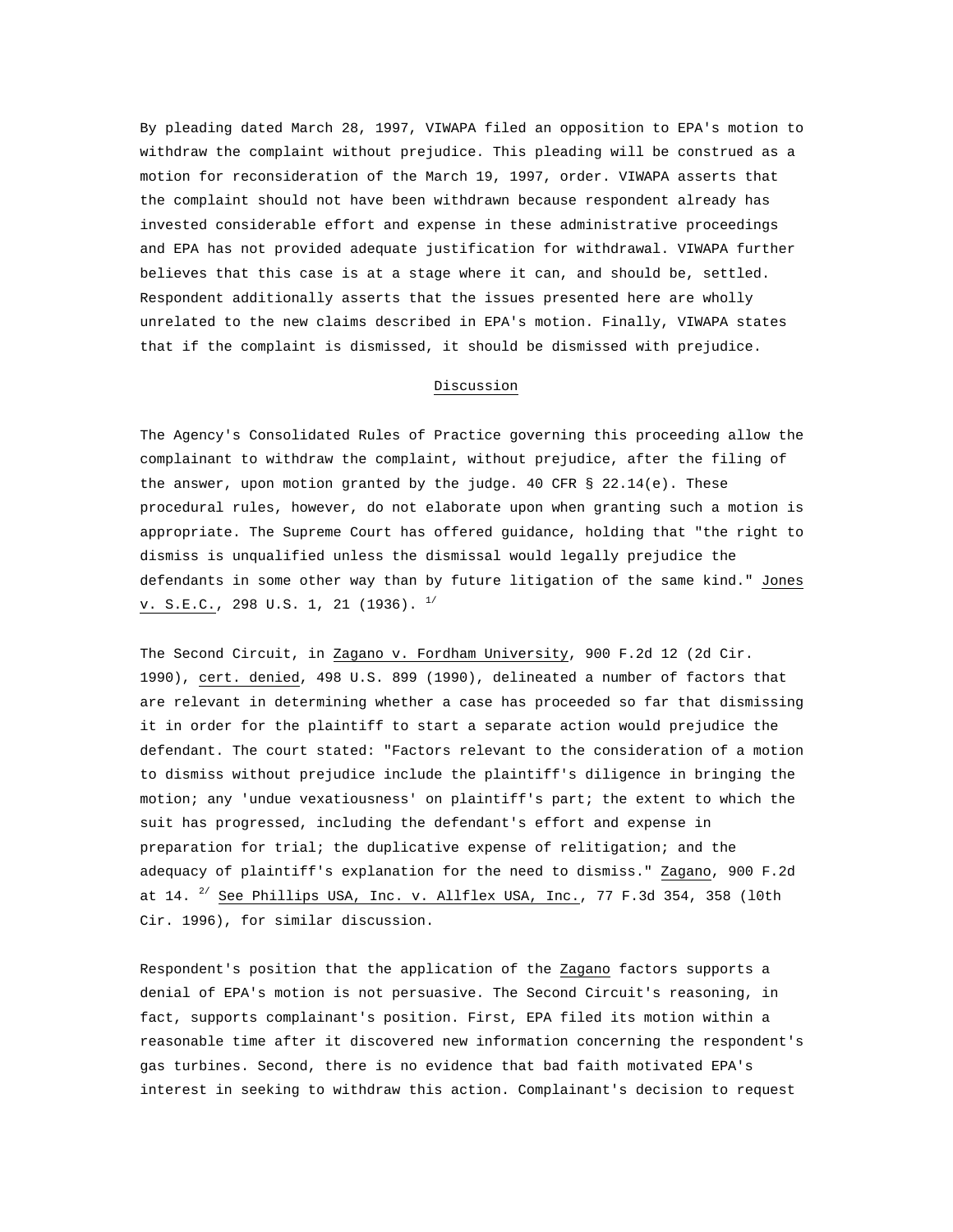By pleading dated March 28, 1997, VIWAPA filed an opposition to EPA's motion to withdraw the complaint without prejudice. This pleading will be construed as a motion for reconsideration of the March 19, 1997, order. VIWAPA asserts that the complaint should not have been withdrawn because respondent already has invested considerable effort and expense in these administrative proceedings and EPA has not provided adequate justification for withdrawal. VIWAPA further believes that this case is at a stage where it can, and should be, settled. Respondent additionally asserts that the issues presented here are wholly unrelated to the new claims described in EPA's motion. Finally, VIWAPA states that if the complaint is dismissed, it should be dismissed with prejudice.

## Discussion

The Agency's Consolidated Rules of Practice governing this proceeding allow the complainant to withdraw the complaint, without prejudice, after the filing of the answer, upon motion granted by the judge. 40 CFR § 22.14(e). These procedural rules, however, do not elaborate upon when granting such a motion is appropriate. The Supreme Court has offered guidance, holding that "the right to dismiss is unqualified unless the dismissal would legally prejudice the defendants in some other way than by future litigation of the same kind." Jones v. S.E.C., 298 U.S. 1, 21 (1936). [1/]

The Second Circuit, in Zagano v. Fordham University, 900 F.2d 12 (2d Cir. 1990), cert. denied, 498 U.S. 899 (1990), delineated a number of factors that are relevant in determining whether a case has proceeded so far that dismissing it in order for the plaintiff to start a separate action would prejudice the defendant. The court stated: "Factors relevant to the consideration of a motion to dismiss without prejudice include the plaintiff's diligence in bringing the motion; any 'undue vexatiousness' on plaintiff's part; the extent to which the suit has progressed, including the defendant's effort and expense in preparation for trial; the duplicative expense of relitigation; and the adequacy of plaintiff's explanation for the need to dismiss." Zagano, 900 F.2d at 14. [2/] See Phillips USA, Inc. v. Allflex USA, Inc., 77 F.3d 354, 358 (l0th Cir. 1996), for similar discussion.

Respondent's position that the application of the Zagano factors supports a denial of EPA's motion is not persuasive. The Second Circuit's reasoning, in fact, supports complainant's position. First, EPA filed its motion within a reasonable time after it discovered new information concerning the respondent's gas turbines. Second, there is no evidence that bad faith motivated EPA's interest in seeking to withdraw this action. Complainant's decision to request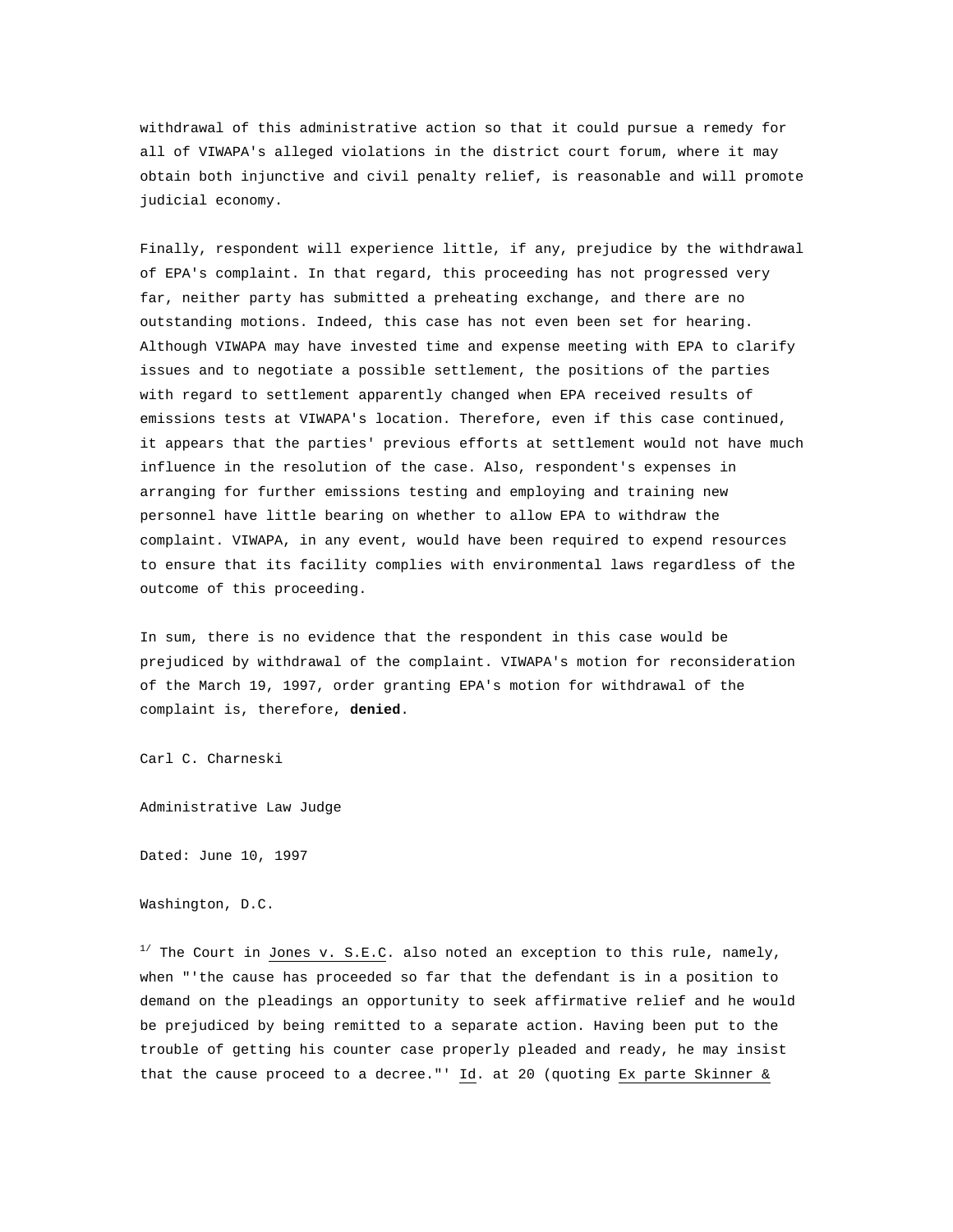withdrawal of this administrative action so that it could pursue a remedy for all of VIWAPA's alleged violations in the district court forum, where it may obtain both injunctive and civil penalty relief, is reasonable and will promote judicial economy.

Finally, respondent will experience little, if any, prejudice by the withdrawal of EPA's complaint. In that regard, this proceeding has not progressed very far, neither party has submitted a preheating exchange, and there are no outstanding motions. Indeed, this case has not even been set for hearing. Although VIWAPA may have invested time and expense meeting with EPA to clarify issues and to negotiate a possible settlement, the positions of the parties with regard to settlement apparently changed when EPA received results of emissions tests at VIWAPA's location. Therefore, even if this case continued, it appears that the parties' previous efforts at settlement would not have much influence in the resolution of the case. Also, respondent's expenses in arranging for further emissions testing and employing and training new personnel have little bearing on whether to allow EPA to withdraw the complaint. VIWAPA, in any event, would have been required to expend resources to ensure that its facility complies with environmental laws regardless of the outcome of this proceeding.

In sum, there is no evidence that the respondent in this case would be prejudiced by withdrawal of the complaint. VIWAPA's motion for reconsideration of the March 19, 1997, order granting EPA's motion for withdrawal of the complaint is, therefore, **denied**.

Carl C. Charneski

Administrative Law Judge

Dated: June 10, 1997

Washington, D.C.

[1/] The Court in Jones v. S.E.C. also noted an exception to this rule, namely, when "'the cause has proceeded so far that the defendant is in a position to demand on the pleadings an opportunity to seek affirmative relief and he would be prejudiced by being remitted to a separate action. Having been put to the trouble of getting his counter case properly pleaded and ready, he may insist that the cause proceed to a decree."' Id. at 20 (quoting Ex parte Skinner &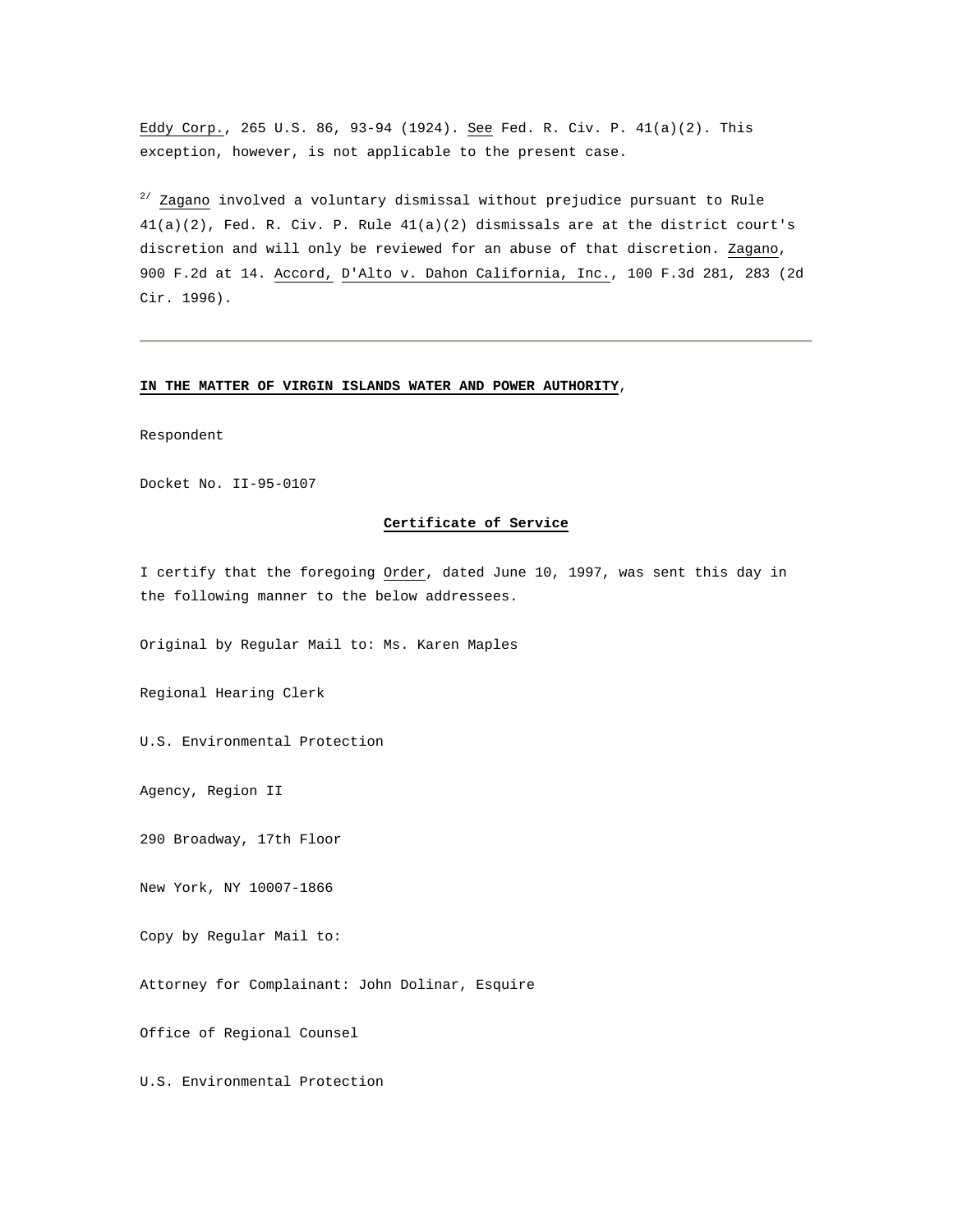Eddy Corp., 265 U.S. 86, 93-94 (1924). See Fed. R. Civ. P. 41(a)(2). This exception, however, is not applicable to the present case.

[2/] Zagano involved a voluntary dismissal without prejudice pursuant to Rule 41(a)(2), Fed. R. Civ. P. Rule 41(a)(2) dismissals are at the district court's discretion and will only be reviewed for an abuse of that discretion. Zagano, 900 F.2d at 14. Accord, D'Alto v. Dahon California, Inc., 100 F.3d 281, 283 (2d Cir. 1996).

---

**IN THE MATTER OF VIRGIN ISLANDS WATER AND POWER AUTHORITY**,

Respondent

Docket No. II-95-0107

**Certificate of Service**

I certify that the foregoing Order, dated June 10, 1997, was sent this day in the following manner to the below addressees.

Original by Regular Mail to: Ms. Karen Maples

Regional Hearing Clerk

U.S. Environmental Protection

Agency, Region II

290 Broadway, 17th Floor

New York, NY 10007-1866

Copy by Regular Mail to:

Attorney for Complainant: John Dolinar, Esquire

Office of Regional Counsel

U.S. Environmental Protection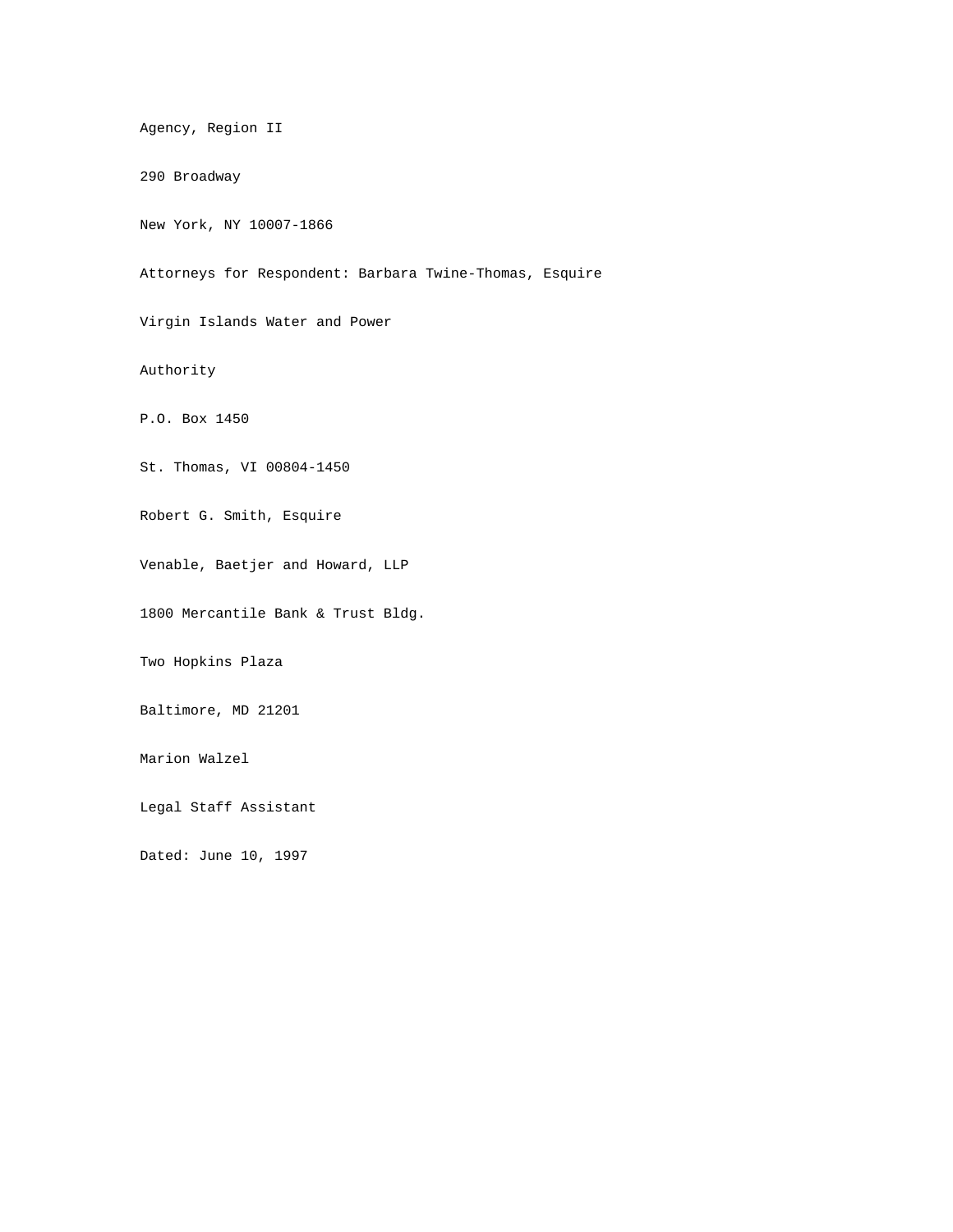Agency, Region II

290 Broadway

New York, NY 10007-1866

Attorneys for Respondent: Barbara Twine-Thomas, Esquire

Virgin Islands Water and Power

Authority

P.O. Box 1450

St. Thomas, VI 00804-1450

Robert G. Smith, Esquire

Venable, Baetjer and Howard, LLP

1800 Mercantile Bank & Trust Bldg.

Two Hopkins Plaza

Baltimore, MD 21201

Marion Walzel

Legal Staff Assistant

Dated: June 10, 1997